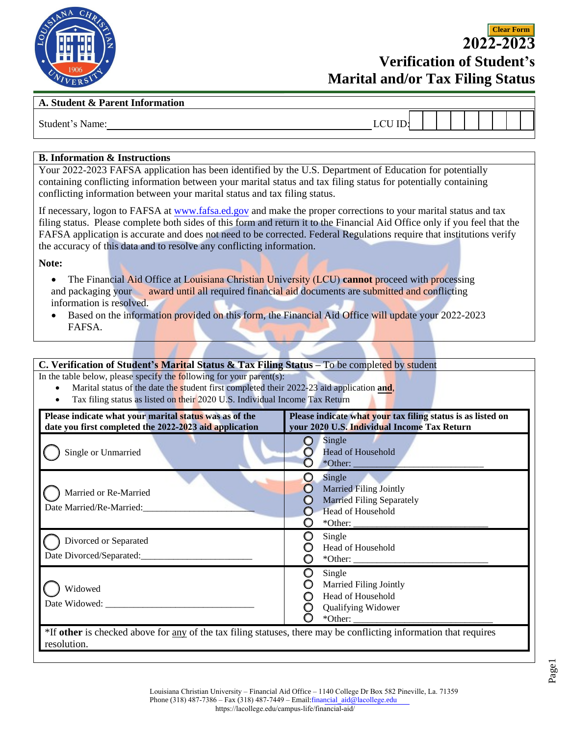Clear Form

# 2022-2023
# Verification of Student's Marital and/or Tax Filing Status

## A. Student & Parent Information

Student's Name:______________________________________ LCU ID: | | | | | | | | | |

## B. Information & Instructions

Your 2022-2023 FAFSA application has been identified by the U.S. Department of Education for potentially containing conflicting information between your marital status and tax filing status for potentially containing conflicting information between your marital status and tax filing status.

If necessary, logon to FAFSA at www.fafsa.ed.gov and make the proper corrections to your marital status and tax filing status. Please complete both sides of this form and return it to the Financial Aid Office only if you feel that the FAFSA application is accurate and does not need to be corrected. Federal Regulations require that institutions verify the accuracy of this data and to resolve any conflicting information.

**Note:**

- The Financial Aid Office at Louisiana Christian University (LCU) **cannot** proceed with processing and packaging your award until all required financial aid documents are submitted and conflicting information is resolved.
- Based on the information provided on this form, the Financial Aid Office will update your 2022-2023 FAFSA.

## C. Verification of Student's Marital Status & Tax Filing Status – To be completed by student

In the table below, please specify the following for your parent(s):

- Marital status of the date the student first completed their 2022-23 aid application **and**,
- Tax filing status as listed on their 2020 U.S. Individual Income Tax Return

| Please indicate what your marital status was as of the date you first completed the 2022-2023 aid application | Please indicate what your tax filing status is as listed on your 2020 U.S. Individual Income Tax Return |
|---|---|
| ◯ Single or Unmarried | ◯ Single<br>◯ Head of Household<br>◯ *Other: ____________________ |
| ◯ Married or Re-Married<br>Date Married/Re-Married:____________________ | ◯ Single<br>◯ Married Filing Jointly<br>◯ Married Filing Separately<br>◯ Head of Household<br>◯ *Other: ____________________ |
| ◯ Divorced or Separated<br>Date Divorced/Separated:____________________ | ◯ Single<br>◯ Head of Household<br>◯ *Other: ____________________ |
| ◯ Widowed<br>Date Widowed: ____________________ | ◯ Single<br>◯ Married Filing Jointly<br>◯ Head of Household<br>◯ Qualifying Widower<br>◯ *Other: ____________________ |

*If **other** is checked above for <u>any</u> of the tax filing statuses, there may be conflicting information that requires resolution.

Louisiana Christian University – Financial Aid Office – 1140 College Dr Box 582 Pineville, La. 71359
Phone (318) 487-7386 – Fax (318) 487-7449 – Email:financial_aid@lacollege.edu
https://lacollege.edu/campus-life/financial-aid/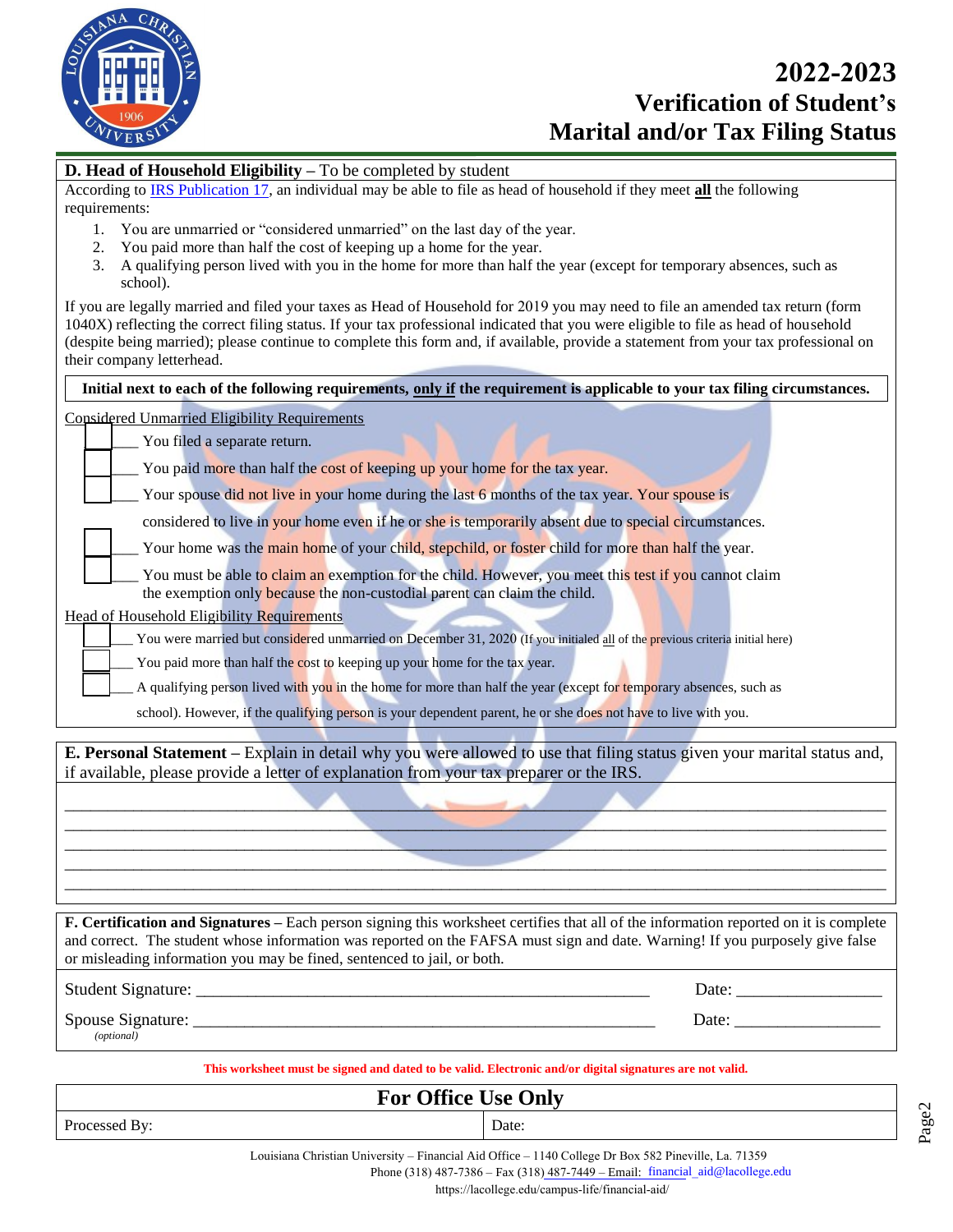# 2022-2023
# Verification of Student's Marital and/or Tax Filing Status

**D. Head of Household Eligibility** – To be completed by student

According to IRS Publication 17, an individual may be able to file as head of household if they meet **all** the following requirements:

1. You are unmarried or "considered unmarried" on the last day of the year.
2. You paid more than half the cost of keeping up a home for the year.
3. A qualifying person lived with you in the home for more than half the year (except for temporary absences, such as school).

If you are legally married and filed your taxes as Head of Household for 2019 you may need to file an amended tax return (form 1040X) reflecting the correct filing status. If your tax professional indicated that you were eligible to file as head of household (despite being married); please continue to complete this form and, if available, provide a statement from your tax professional on their company letterhead.

**Initial next to each of the following requirements, only if the requirement is applicable to your tax filing circumstances.**

Considered Unmarried Eligibility Requirements

- ☐ ___ You filed a separate return.
- ☐ ___ You paid more than half the cost of keeping up your home for the tax year.
- ☐ ___ Your spouse did not live in your home during the last 6 months of the tax year. Your spouse is considered to live in your home even if he or she is temporarily absent due to special circumstances.
- ☐ ___ Your home was the main home of your child, stepchild, or foster child for more than half the year.
- ☐ ___ You must be able to claim an exemption for the child. However, you meet this test if you cannot claim the exemption only because the non-custodial parent can claim the child.

Head of Household Eligibility Requirements

- ☐ ___ You were married but considered unmarried on December 31, 2020 (If you initialed all of the previous criteria initial here)
- ☐ ___ You paid more than half the cost to keeping up your home for the tax year.
- ☐ ___ A qualifying person lived with you in the home for more than half the year (except for temporary absences, such as school). However, if the qualifying person is your dependent parent, he or she does not have to live with you.

**E. Personal Statement** – Explain in detail why you were allowed to use that filing status given your marital status and, if available, please provide a letter of explanation from your tax preparer or the IRS.

______________________________________________________________________________________

______________________________________________________________________________________

______________________________________________________________________________________

______________________________________________________________________________________

______________________________________________________________________________________

**F. Certification and Signatures** – Each person signing this worksheet certifies that all of the information reported on it is complete and correct. The student whose information was reported on the FAFSA must sign and date. Warning! If you purposely give false or misleading information you may be fined, sentenced to jail, or both.

Student Signature: ________________________________________________ Date: ______________

Spouse Signature: ________________________________________________ Date: ______________
*(optional)*

**This worksheet must be signed and dated to be valid. Electronic and/or digital signatures are not valid.**

| For Office Use Only | |
|---|---|
| Processed By: | Date: |

Louisiana Christian University – Financial Aid Office – 1140 College Dr Box 582 Pineville, La. 71359
Phone (318) 487-7386 – Fax (318) 487-7449 – Email: financial_aid@lacollege.edu
https://lacollege.edu/campus-life/financial-aid/